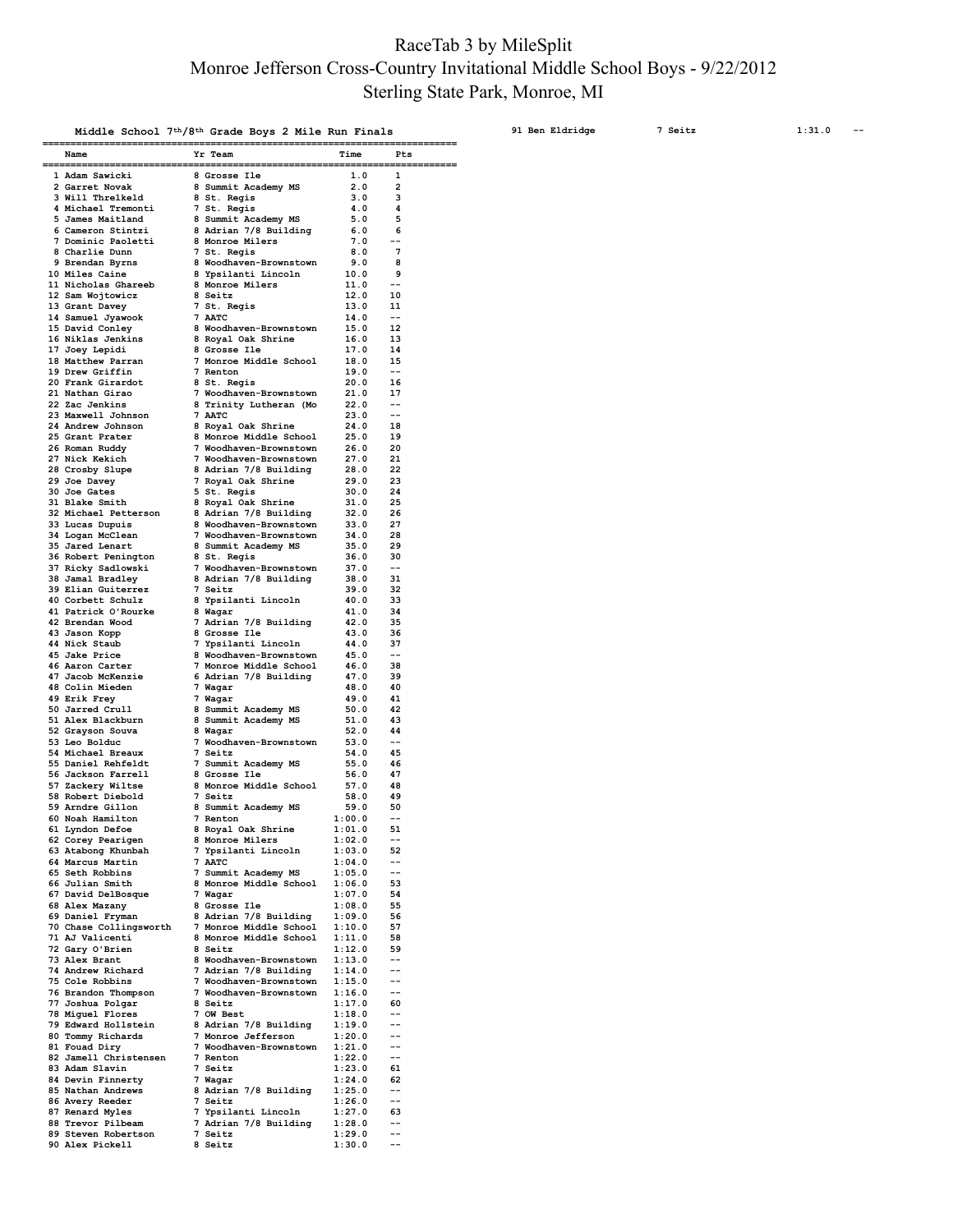# RaceTab 3 by MileSplit
## Monroe Jefferson Cross-Country Invitational Middle School Boys - 9/22/2012
## Sterling State Park, Monroe, MI

### Middle School 7th/8th Grade Boys 2 Mile Run Finals

| Place | Name | Yr | Team | Time | Pts |
|---|---|---|---|---|---|
| 1 | Adam Sawicki | 8 | Grosse Ile | 1.0 | 1 |
| 2 | Garret Novak | 8 | Summit Academy MS | 2.0 | 2 |
| 3 | Will Threlkeld | 8 | St. Regis | 3.0 | 3 |
| 4 | Michael Tremonti | 7 | St. Regis | 4.0 | 4 |
| 5 | James Maitland | 8 | Summit Academy MS | 5.0 | 5 |
| 6 | Cameron Stintzi | 8 | Adrian 7/8 Building | 6.0 | 6 |
| 7 | Dominic Paoletti | 8 | Monroe Milers | 7.0 | -- |
| 8 | Charlie Dunn | 7 | St. Regis | 8.0 | 7 |
| 9 | Brendan Byrns | 8 | Woodhaven-Brownstown | 9.0 | 8 |
| 10 | Miles Caine | 8 | Ypsilanti Lincoln | 10.0 | 9 |
| 11 | Nicholas Ghareeb | 8 | Monroe Milers | 11.0 | -- |
| 12 | Sam Wojtowicz | 8 | Seitz | 12.0 | 10 |
| 13 | Grant Davey | 7 | St. Regis | 13.0 | 11 |
| 14 | Samuel Jyawook | 7 | AATC | 14.0 | -- |
| 15 | David Conley | 8 | Woodhaven-Brownstown | 15.0 | 12 |
| 16 | Niklas Jenkins | 8 | Royal Oak Shrine | 16.0 | 13 |
| 17 | Joey Lepidi | 8 | Grosse Ile | 17.0 | 14 |
| 18 | Matthew Parran | 7 | Monroe Middle School | 18.0 | 15 |
| 19 | Drew Griffin | 7 | Renton | 19.0 | -- |
| 20 | Frank Girardot | 8 | St. Regis | 20.0 | 16 |
| 21 | Nathan Girao | 7 | Woodhaven-Brownstown | 21.0 | 17 |
| 22 | Zac Jenkins | 8 | Trinity Lutheran (Mo | 22.0 | -- |
| 23 | Maxwell Johnson | 7 | AATC | 23.0 | -- |
| 24 | Andrew Johnson | 8 | Royal Oak Shrine | 24.0 | 18 |
| 25 | Grant Prater | 8 | Monroe Middle School | 25.0 | 19 |
| 26 | Roman Ruddy | 7 | Woodhaven-Brownstown | 26.0 | 20 |
| 27 | Nick Kekich | 7 | Woodhaven-Brownstown | 27.0 | 21 |
| 28 | Crosby Slupe | 8 | Adrian 7/8 Building | 28.0 | 22 |
| 29 | Joe Davey | 7 | Royal Oak Shrine | 29.0 | 23 |
| 30 | Joe Gates | 5 | St. Regis | 30.0 | 24 |
| 31 | Blake Smith | 8 | Royal Oak Shrine | 31.0 | 25 |
| 32 | Michael Petterson | 8 | Adrian 7/8 Building | 32.0 | 26 |
| 33 | Lucas Dupuis | 8 | Woodhaven-Brownstown | 33.0 | 27 |
| 34 | Logan McClean | 7 | Woodhaven-Brownstown | 34.0 | 28 |
| 35 | Jared Lenart | 8 | Summit Academy MS | 35.0 | 29 |
| 36 | Robert Penington | 8 | St. Regis | 36.0 | 30 |
| 37 | Ricky Sadlowski | 7 | Woodhaven-Brownstown | 37.0 | -- |
| 38 | Jamal Bradley | 8 | Adrian 7/8 Building | 38.0 | 31 |
| 39 | Elian Guiterrez | 7 | Seitz | 39.0 | 32 |
| 40 | Corbett Schulz | 8 | Ypsilanti Lincoln | 40.0 | 33 |
| 41 | Patrick O'Rourke | 8 | Wagar | 41.0 | 34 |
| 42 | Brendan Wood | 7 | Adrian 7/8 Building | 42.0 | 35 |
| 43 | Jason Kopp | 8 | Grosse Ile | 43.0 | 36 |
| 44 | Nick Staub | 7 | Ypsilanti Lincoln | 44.0 | 37 |
| 45 | Jake Price | 8 | Woodhaven-Brownstown | 45.0 | -- |
| 46 | Aaron Carter | 7 | Monroe Middle School | 46.0 | 38 |
| 47 | Jacob McKenzie | 6 | Adrian 7/8 Building | 47.0 | 39 |
| 48 | Colin Mieden | 7 | Wagar | 48.0 | 40 |
| 49 | Erik Frey | 7 | Wagar | 49.0 | 41 |
| 50 | Jarred Crull | 8 | Summit Academy MS | 50.0 | 42 |
| 51 | Alex Blackburn | 8 | Summit Academy MS | 51.0 | 43 |
| 52 | Grayson Souva | 8 | Wagar | 52.0 | 44 |
| 53 | Leo Bolduc | 7 | Woodhaven-Brownstown | 53.0 | -- |
| 54 | Michael Breaux | 7 | Seitz | 54.0 | 45 |
| 55 | Daniel Rehfeldt | 7 | Summit Academy MS | 55.0 | 46 |
| 56 | Jackson Farrell | 8 | Grosse Ile | 56.0 | 47 |
| 57 | Zackery Wiltse | 8 | Monroe Middle School | 57.0 | 48 |
| 58 | Robert Diebold | 7 | Seitz | 58.0 | 49 |
| 59 | Arndre Gillon | 8 | Summit Academy MS | 59.0 | 50 |
| 60 | Noah Hamilton | 7 | Renton | 1:00.0 | -- |
| 61 | Lyndon Defoe | 8 | Royal Oak Shrine | 1:01.0 | 51 |
| 62 | Corey Pearigen | 8 | Monroe Milers | 1:02.0 | -- |
| 63 | Atabong Khunbah | 7 | Ypsilanti Lincoln | 1:03.0 | 52 |
| 64 | Marcus Martin | 7 | AATC | 1:04.0 | -- |
| 65 | Seth Robbins | 7 | Summit Academy MS | 1:05.0 | -- |
| 66 | Julian Smith | 8 | Monroe Middle School | 1:06.0 | 53 |
| 67 | David DelBosque | 7 | Wagar | 1:07.0 | 54 |
| 68 | Alex Mazany | 8 | Grosse Ile | 1:08.0 | 55 |
| 69 | Daniel Fryman | 8 | Adrian 7/8 Building | 1:09.0 | 56 |
| 70 | Chase Collingsworth | 7 | Monroe Middle School | 1:10.0 | 57 |
| 71 | AJ Valicenti | 8 | Monroe Middle School | 1:11.0 | 58 |
| 72 | Gary O'Brien | 8 | Seitz | 1:12.0 | 59 |
| 73 | Alex Brant | 8 | Woodhaven-Brownstown | 1:13.0 | -- |
| 74 | Andrew Richard | 7 | Adrian 7/8 Building | 1:14.0 | -- |
| 75 | Cole Robbins | 7 | Woodhaven-Brownstown | 1:15.0 | -- |
| 76 | Brandon Thompson | 7 | Woodhaven-Brownstown | 1:16.0 | -- |
| 77 | Joshua Polgar | 8 | Seitz | 1:17.0 | 60 |
| 78 | Miguel Flores | 7 | OW Best | 1:18.0 | -- |
| 79 | Edward Hollstein | 8 | Adrian 7/8 Building | 1:19.0 | -- |
| 80 | Tommy Richards | 7 | Monroe Jefferson | 1:20.0 | -- |
| 81 | Fouad Diry | 7 | Woodhaven-Brownstown | 1:21.0 | -- |
| 82 | Jamell Christensen | 7 | Renton | 1:22.0 | -- |
| 83 | Adam Slavin | 7 | Seitz | 1:23.0 | 61 |
| 84 | Devin Finnerty | 7 | Wagar | 1:24.0 | 62 |
| 85 | Nathan Andrews | 8 | Adrian 7/8 Building | 1:25.0 | -- |
| 86 | Avery Reeder | 7 | Seitz | 1:26.0 | -- |
| 87 | Renard Myles | 7 | Ypsilanti Lincoln | 1:27.0 | 63 |
| 88 | Trevor Pilbeam | 7 | Adrian 7/8 Building | 1:28.0 | -- |
| 89 | Steven Robertson | 7 | Seitz | 1:29.0 | -- |
| 90 | Alex Pickell | 8 | Seitz | 1:30.0 | -- |
| 91 | Ben Eldridge | 7 | Seitz | 1:31.0 | -- |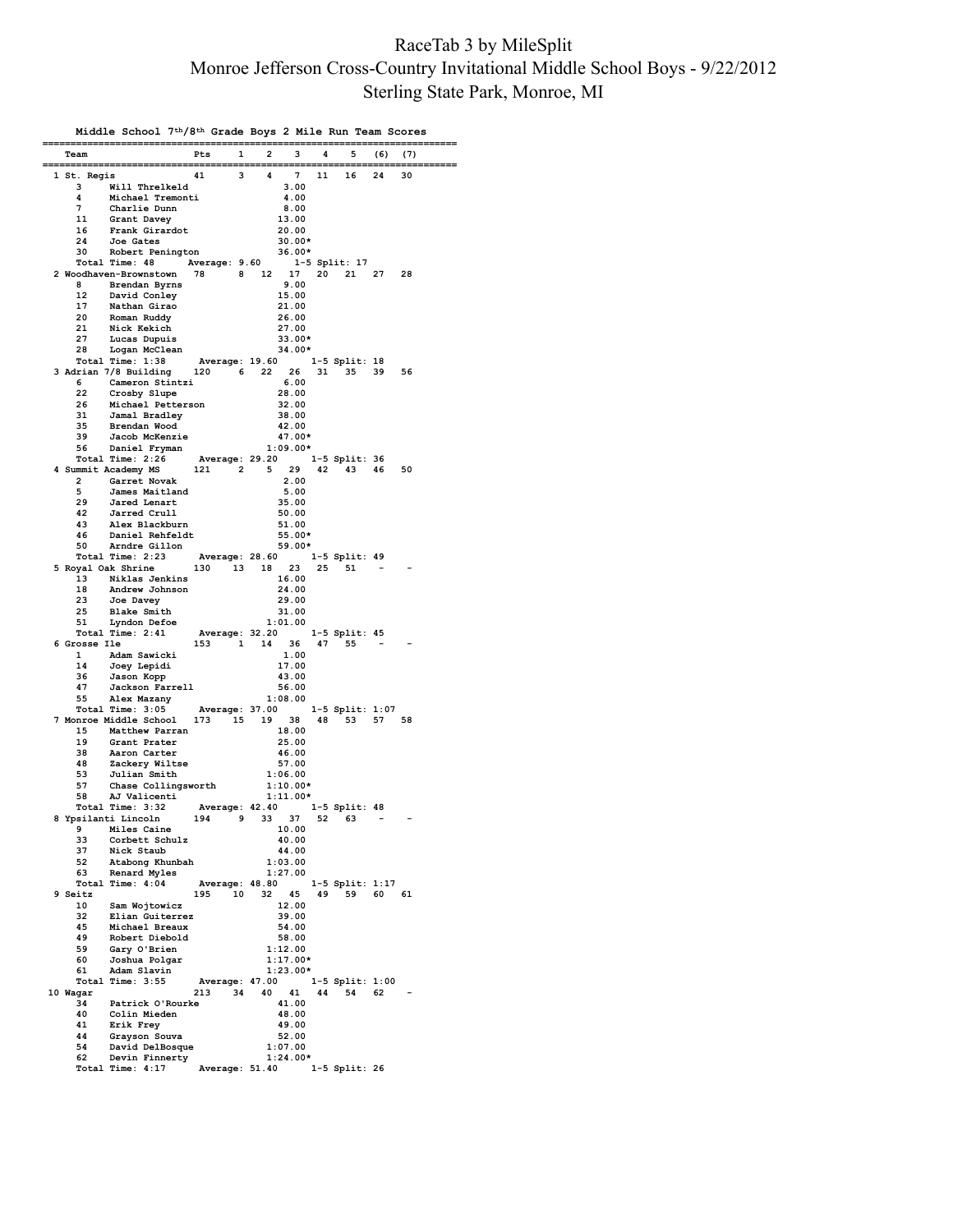# RaceTab 3 by MileSplit

## Monroe Jefferson Cross-Country Invitational Middle School Boys - 9/22/2012

## Sterling State Park, Monroe, MI

```
     Middle School 7th/8th Grade Boys 2 Mile Run Team Scores
=============================================================================
    Team                  Pts     1    2    3    4    5   (6)  (7)
=============================================================================
  1 St. Regis              41     3    4    7   11   16   24   30
      3     Will Threlkeld                3.00
      4     Michael Tremonti              4.00
      7     Charlie Dunn                  8.00
      11    Grant Davey                  13.00
      16    Frank Girardot               20.00
      24    Joe Gates                    30.00*
      30    Robert Penington             36.00*
    Total Time: 48      Average: 9.60      1-5 Split: 17
  2 Woodhaven-Brownstown   78     8   12   17   20   21   27   28
      8     Brendan Byrns                 9.00
      12    David Conley                 15.00
      17    Nathan Girao                 21.00
      20    Roman Ruddy                  26.00
      21    Nick Kekich                  27.00
      27    Lucas Dupuis                 33.00*
      28    Logan McClean                34.00*
    Total Time: 1:38      Average: 19.60      1-5 Split: 18
  3 Adrian 7/8 Building   120     6   22   26   31   35   39   56
      6     Cameron Stintzi               6.00
      22    Crosby Slupe                 28.00
      26    Michael Petterson            32.00
      31    Jamal Bradley                38.00
      35    Brendan Wood                 42.00
      39    Jacob McKenzie               47.00*
      56    Daniel Fryman              1:09.00*
    Total Time: 2:26      Average: 29.20      1-5 Split: 36
  4 Summit Academy MS     121     2    5   29   42   43   46   50
      2     Garret Novak                  2.00
      5     James Maitland                5.00
      29    Jared Lenart                 35.00
      42    Jarred Crull                 50.00
      43    Alex Blackburn               51.00
      46    Daniel Rehfeldt              55.00*
      50    Arndre Gillon                59.00*
    Total Time: 2:23      Average: 28.60      1-5 Split: 49
  5 Royal Oak Shrine      130    13   18   23   25   51    -    -
      13    Niklas Jenkins               16.00
      18    Andrew Johnson               24.00
      23    Joe Davey                    29.00
      25    Blake Smith                  31.00
      51    Lyndon Defoe               1:01.00
    Total Time: 2:41      Average: 32.20      1-5 Split: 45
  6 Grosse Ile            153     1   14   36   47   55    -    -
      1     Adam Sawicki                  1.00
      14    Joey Lepidi                  17.00
      36    Jason Kopp                   43.00
      47    Jackson Farrell              56.00
      55    Alex Mazany                1:08.00
    Total Time: 3:05      Average: 37.00      1-5 Split: 1:07
  7 Monroe Middle School  173    15   19   38   48   53   57   58
      15    Matthew Parran               18.00
      19    Grant Prater                 25.00
      38    Aaron Carter                 46.00
      48    Zackery Wiltse               57.00
      53    Julian Smith               1:06.00
      57    Chase Collingsworth        1:10.00*
      58    AJ Valicenti               1:11.00*
    Total Time: 3:32      Average: 42.40      1-5 Split: 48
  8 Ypsilanti Lincoln     194     9   33   37   52   63    -    -
      9     Miles Caine                  10.00
      33    Corbett Schulz               40.00
      37    Nick Staub                   44.00
      52    Atabong Khunbah            1:03.00
      63    Renard Myles               1:27.00
    Total Time: 4:04      Average: 48.80      1-5 Split: 1:17
  9 Seitz                 195    10   32   45   49   59   60   61
      10    Sam Wojtowicz                12.00
      32    Elian Guiterrez              39.00
      45    Michael Breaux               54.00
      49    Robert Diebold               58.00
      59    Gary O'Brien               1:12.00
      60    Joshua Polgar              1:17.00*
      61    Adam Slavin                1:23.00*
    Total Time: 3:55      Average: 47.00      1-5 Split: 1:00
 10 Wagar                 213    34   40   41   44   54   62    -
      34    Patrick O'Rourke             41.00
      40    Colin Mieden                 48.00
      41    Erik Frey                    49.00
      44    Grayson Souva                52.00
      54    David DelBosque            1:07.00
      62    Devin Finnerty             1:24.00*
    Total Time: 4:17      Average: 51.40      1-5 Split: 26
```